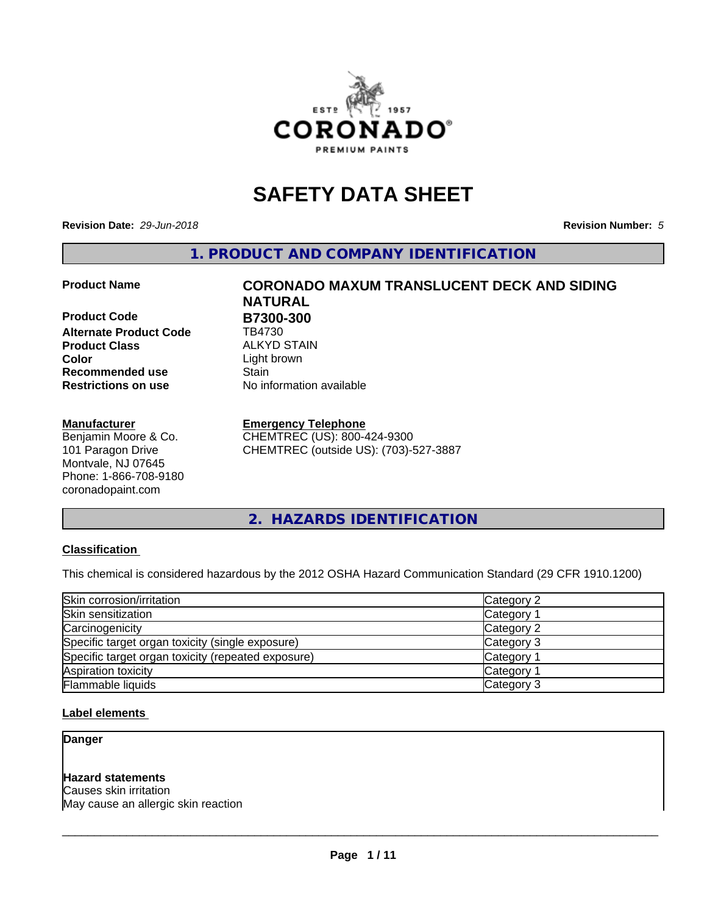# SAFETY DATA SHEET

**Revision Date:** *29-Jun-2018* **Revision Number:** *5*

## 1. PRODUCT AND COMPANY IDENTIFICATION

| | |
|---|---|
| **Product Name** | **CORONADO MAXUM TRANSLUCENT DECK AND SIDING NATURAL** |
| **Product Code** | **B7300-300** |
| **Alternate Product Code** | TB4730 |
| **Product Class** | ALKYD STAIN |
| **Color** | Light brown |
| **Recommended use** | Stain |
| **Restrictions on use** | No information available |

**Manufacturer**
Benjamin Moore & Co.
101 Paragon Drive
Montvale, NJ 07645
Phone: 1-866-708-9180
coronadopaint.com

**Emergency Telephone**
CHEMTREC (US): 800-424-9300
CHEMTREC (outside US): (703)-527-3887

## 2. HAZARDS IDENTIFICATION

**Classification**

This chemical is considered hazardous by the 2012 OSHA Hazard Communication Standard (29 CFR 1910.1200)

| | |
|---|---|
| Skin corrosion/irritation | Category 2 |
| Skin sensitization | Category 1 |
| Carcinogenicity | Category 2 |
| Specific target organ toxicity (single exposure) | Category 3 |
| Specific target organ toxicity (repeated exposure) | Category 1 |
| Aspiration toxicity | Category 1 |
| Flammable liquids | Category 3 |

**Label elements**

**Danger**

**Hazard statements**
Causes skin irritation
May cause an allergic skin reaction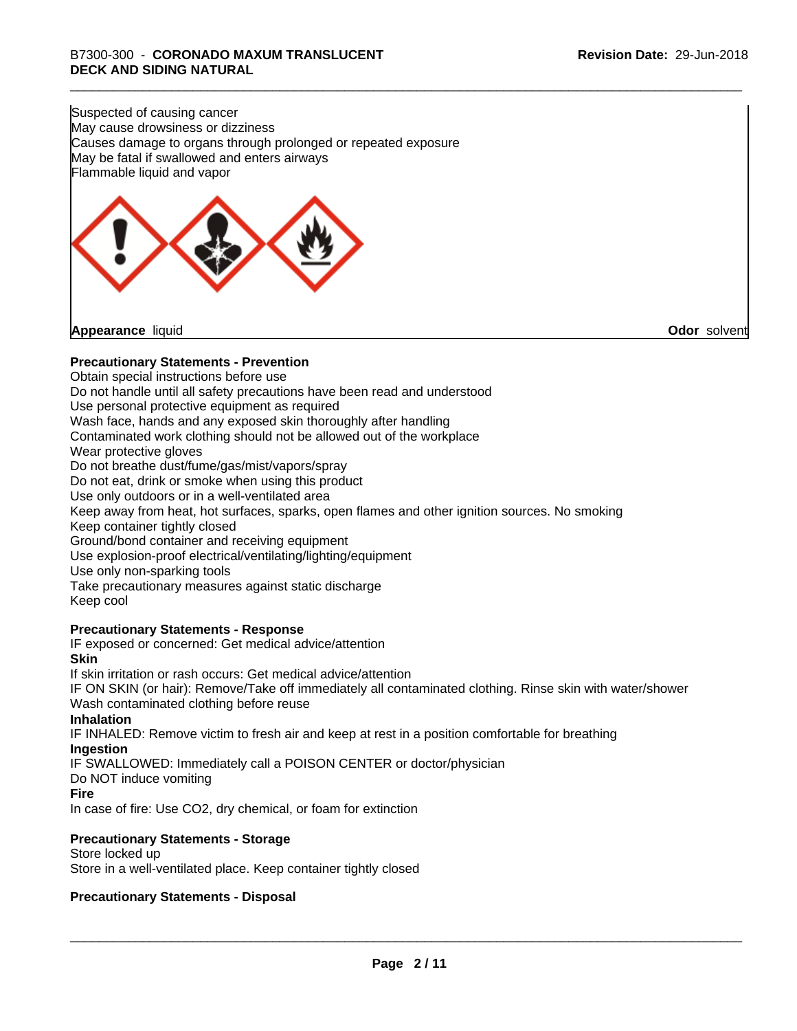Suspected of causing cancer
May cause drowsiness or dizziness
Causes damage to organs through prolonged or repeated exposure
May be fatal if swallowed and enters airways
Flammable liquid and vapor

**Appearance** liquid **Odor** solvent

**Precautionary Statements - Prevention**

Obtain special instructions before use
Do not handle until all safety precautions have been read and understood
Use personal protective equipment as required
Wash face, hands and any exposed skin thoroughly after handling
Contaminated work clothing should not be allowed out of the workplace
Wear protective gloves
Do not breathe dust/fume/gas/mist/vapors/spray
Do not eat, drink or smoke when using this product
Use only outdoors or in a well-ventilated area
Keep away from heat, hot surfaces, sparks, open flames and other ignition sources. No smoking
Keep container tightly closed
Ground/bond container and receiving equipment
Use explosion-proof electrical/ventilating/lighting/equipment
Use only non-sparking tools
Take precautionary measures against static discharge
Keep cool

**Precautionary Statements - Response**

IF exposed or concerned: Get medical advice/attention

**Skin**

If skin irritation or rash occurs: Get medical advice/attention
IF ON SKIN (or hair): Remove/Take off immediately all contaminated clothing. Rinse skin with water/shower
Wash contaminated clothing before reuse

**Inhalation**

IF INHALED: Remove victim to fresh air and keep at rest in a position comfortable for breathing

**Ingestion**

IF SWALLOWED: Immediately call a POISON CENTER or doctor/physician
Do NOT induce vomiting

**Fire**

In case of fire: Use $CO_2$, dry chemical, or foam for extinction

**Precautionary Statements - Storage**

Store locked up
Store in a well-ventilated place. Keep container tightly closed

**Precautionary Statements - Disposal**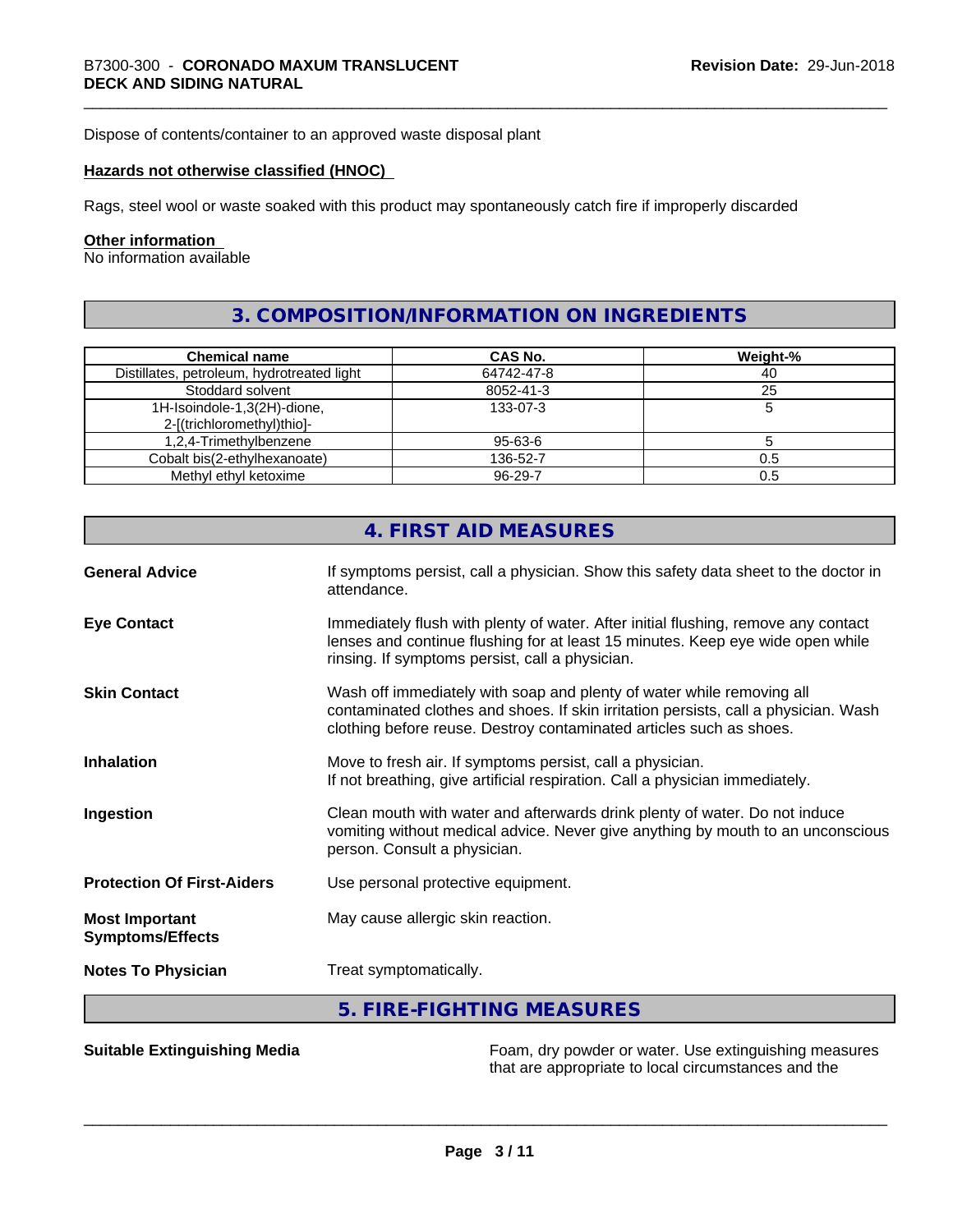Dispose of contents/container to an approved waste disposal plant

**Hazards not otherwise classified (HNOC)**

Rags, steel wool or waste soaked with this product may spontaneously catch fire if improperly discarded

**Other information**

No information available

## 3. COMPOSITION/INFORMATION ON INGREDIENTS

| Chemical name | CAS No. | Weight-% |
|---|---|---|
| Distillates, petroleum, hydrotreated light | 64742-47-8 | 40 |
| Stoddard solvent | 8052-41-3 | 25 |
| 1H-Isoindole-1,3(2H)-dione, 2-[(trichloromethyl)thio]- | 133-07-3 | 5 |
| 1,2,4-Trimethylbenzene | 95-63-6 | 5 |
| Cobalt bis(2-ethylhexanoate) | 136-52-7 | 0.5 |
| Methyl ethyl ketoxime | 96-29-7 | 0.5 |

## 4. FIRST AID MEASURES

**General Advice**
If symptoms persist, call a physician. Show this safety data sheet to the doctor in attendance.

**Eye Contact**
Immediately flush with plenty of water. After initial flushing, remove any contact lenses and continue flushing for at least 15 minutes. Keep eye wide open while rinsing. If symptoms persist, call a physician.

**Skin Contact**
Wash off immediately with soap and plenty of water while removing all contaminated clothes and shoes. If skin irritation persists, call a physician. Wash clothing before reuse. Destroy contaminated articles such as shoes.

**Inhalation**
Move to fresh air. If symptoms persist, call a physician.
If not breathing, give artificial respiration. Call a physician immediately.

**Ingestion**
Clean mouth with water and afterwards drink plenty of water. Do not induce vomiting without medical advice. Never give anything by mouth to an unconscious person. Consult a physician.

**Protection Of First-Aiders**
Use personal protective equipment.

**Most Important Symptoms/Effects**
May cause allergic skin reaction.

**Notes To Physician**
Treat symptomatically.

## 5. FIRE-FIGHTING MEASURES

**Suitable Extinguishing Media**
Foam, dry powder or water. Use extinguishing measures that are appropriate to local circumstances and the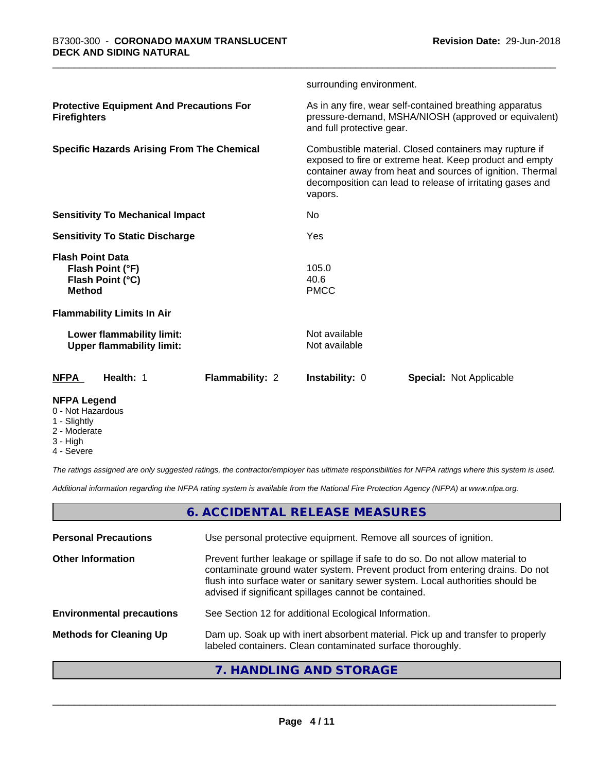surrounding environment.

**Protective Equipment And Precautions For Firefighters**

As in any fire, wear self-contained breathing apparatus pressure-demand, MSHA/NIOSH (approved or equivalent) and full protective gear.

**Specific Hazards Arising From The Chemical**

Combustible material. Closed containers may rupture if exposed to fire or extreme heat. Keep product and empty container away from heat and sources of ignition. Thermal decomposition can lead to release of irritating gases and vapors.

**Sensitivity To Mechanical Impact** No

**Sensitivity To Static Discharge** Yes

**Flash Point Data**

| | |
|---|---|
| **Flash Point (°F)** | 105.0 |
| **Flash Point (°C)** | 40.6 |
| **Method** | PMCC |

**Flammability Limits In Air**

| | |
|---|---|
| **Lower flammability limit:** | Not available |
| **Upper flammability limit:** | Not available |

| NFPA | Health: 1 | Flammability: 2 | Instability: 0 | Special: Not Applicable |
|---|---|---|---|---|

**NFPA Legend**

- 0 - Not Hazardous
- 1 - Slightly
- 2 - Moderate
- 3 - High
- 4 - Severe

*The ratings assigned are only suggested ratings, the contractor/employer has ultimate responsibilities for NFPA ratings where this system is used.*

*Additional information regarding the NFPA rating system is available from the National Fire Protection Agency (NFPA) at www.nfpa.org.*

## 6. ACCIDENTAL RELEASE MEASURES

**Personal Precautions**

Use personal protective equipment. Remove all sources of ignition.

**Other Information**

Prevent further leakage or spillage if safe to do so. Do not allow material to contaminate ground water system. Prevent product from entering drains. Do not flush into surface water or sanitary sewer system. Local authorities should be advised if significant spillages cannot be contained.

**Environmental precautions**

See Section 12 for additional Ecological Information.

**Methods for Cleaning Up**

Dam up. Soak up with inert absorbent material. Pick up and transfer to properly labeled containers. Clean contaminated surface thoroughly.

## 7. HANDLING AND STORAGE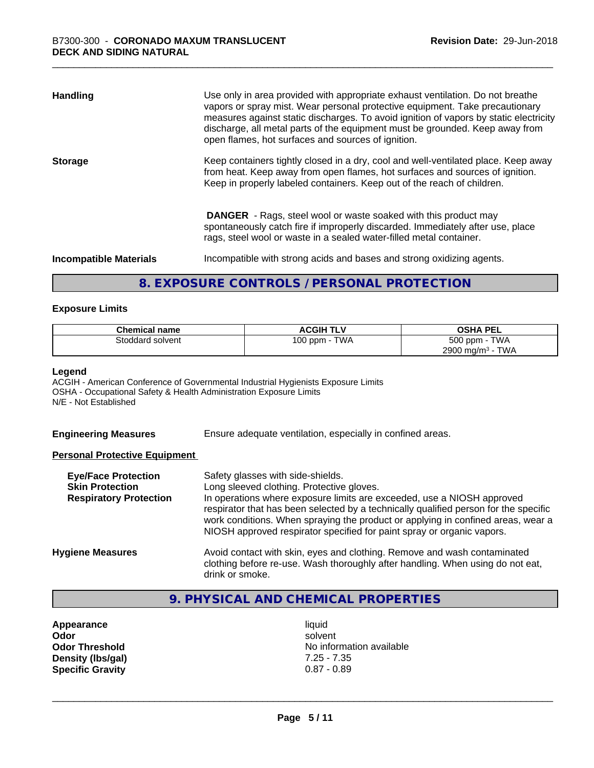| | |
|---|---|
| **Handling** | Use only in area provided with appropriate exhaust ventilation. Do not breathe vapors or spray mist. Wear personal protective equipment. Take precautionary measures against static discharges. To avoid ignition of vapors by static electricity discharge, all metal parts of the equipment must be grounded. Keep away from open flames, hot surfaces and sources of ignition. |
| **Storage** | Keep containers tightly closed in a dry, cool and well-ventilated place. Keep away from heat. Keep away from open flames, hot surfaces and sources of ignition. Keep in properly labeled containers. Keep out of the reach of children. |
| | **DANGER** - Rags, steel wool or waste soaked with this product may spontaneously catch fire if improperly discarded. Immediately after use, place rags, steel wool or waste in a sealed water-filled metal container. |
| **Incompatible Materials** | Incompatible with strong acids and bases and strong oxidizing agents. |

## 8. EXPOSURE CONTROLS / PERSONAL PROTECTION

### Exposure Limits

| Chemical name | ACGIH TLV | OSHA PEL |
|---|---|---|
| Stoddard solvent | 100 ppm - TWA | 500 ppm - TWA<br>2900 mg/m³ - TWA |

**Legend**

ACGIH - American Conference of Governmental Industrial Hygienists Exposure Limits
OSHA - Occupational Safety & Health Administration Exposure Limits
N/E - Not Established

**Engineering Measures** Ensure adequate ventilation, especially in confined areas.

**Personal Protective Equipment**

| | |
|---|---|
| **Eye/Face Protection** | Safety glasses with side-shields. |
| **Skin Protection** | Long sleeved clothing. Protective gloves. |
| **Respiratory Protection** | In operations where exposure limits are exceeded, use a NIOSH approved respirator that has been selected by a technically qualified person for the specific work conditions. When spraying the product or applying in confined areas, wear a NIOSH approved respirator specified for paint spray or organic vapors. |

**Hygiene Measures** Avoid contact with skin, eyes and clothing. Remove and wash contaminated clothing before re-use. Wash thoroughly after handling. When using do not eat, drink or smoke.

## 9. PHYSICAL AND CHEMICAL PROPERTIES

| | |
|---|---|
| **Appearance** | liquid |
| **Odor** | solvent |
| **Odor Threshold** | No information available |
| **Density (lbs/gal)** | 7.25 - 7.35 |
| **Specific Gravity** | 0.87 - 0.89 |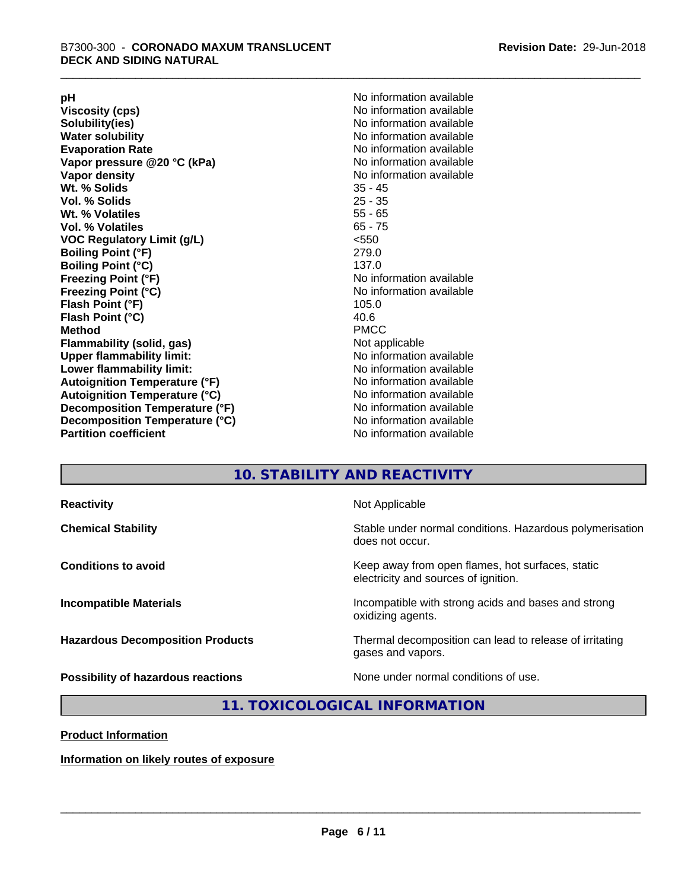| | |
|---|---|
| **pH** | No information available |
| **Viscosity (cps)** | No information available |
| **Solubility(ies)** | No information available |
| **Water solubility** | No information available |
| **Evaporation Rate** | No information available |
| **Vapor pressure @20 °C (kPa)** | No information available |
| **Vapor density** | No information available |
| **Wt. % Solids** | 35 - 45 |
| **Vol. % Solids** | 25 - 35 |
| **Wt. % Volatiles** | 55 - 65 |
| **Vol. % Volatiles** | 65 - 75 |
| **VOC Regulatory Limit (g/L)** | <550 |
| **Boiling Point (°F)** | 279.0 |
| **Boiling Point (°C)** | 137.0 |
| **Freezing Point (°F)** | No information available |
| **Freezing Point (°C)** | No information available |
| **Flash Point (°F)** | 105.0 |
| **Flash Point (°C)** | 40.6 |
| **Method** | PMCC |
| **Flammability (solid, gas)** | Not applicable |
| **Upper flammability limit:** | No information available |
| **Lower flammability limit:** | No information available |
| **Autoignition Temperature (°F)** | No information available |
| **Autoignition Temperature (°C)** | No information available |
| **Decomposition Temperature (°F)** | No information available |
| **Decomposition Temperature (°C)** | No information available |
| **Partition coefficient** | No information available |

## 10. STABILITY AND REACTIVITY

| | |
|---|---|
| **Reactivity** | Not Applicable |
| **Chemical Stability** | Stable under normal conditions. Hazardous polymerisation does not occur. |
| **Conditions to avoid** | Keep away from open flames, hot surfaces, static electricity and sources of ignition. |
| **Incompatible Materials** | Incompatible with strong acids and bases and strong oxidizing agents. |
| **Hazardous Decomposition Products** | Thermal decomposition can lead to release of irritating gases and vapors. |
| **Possibility of hazardous reactions** | None under normal conditions of use. |

## 11. TOXICOLOGICAL INFORMATION

**Product Information**

**Information on likely routes of exposure**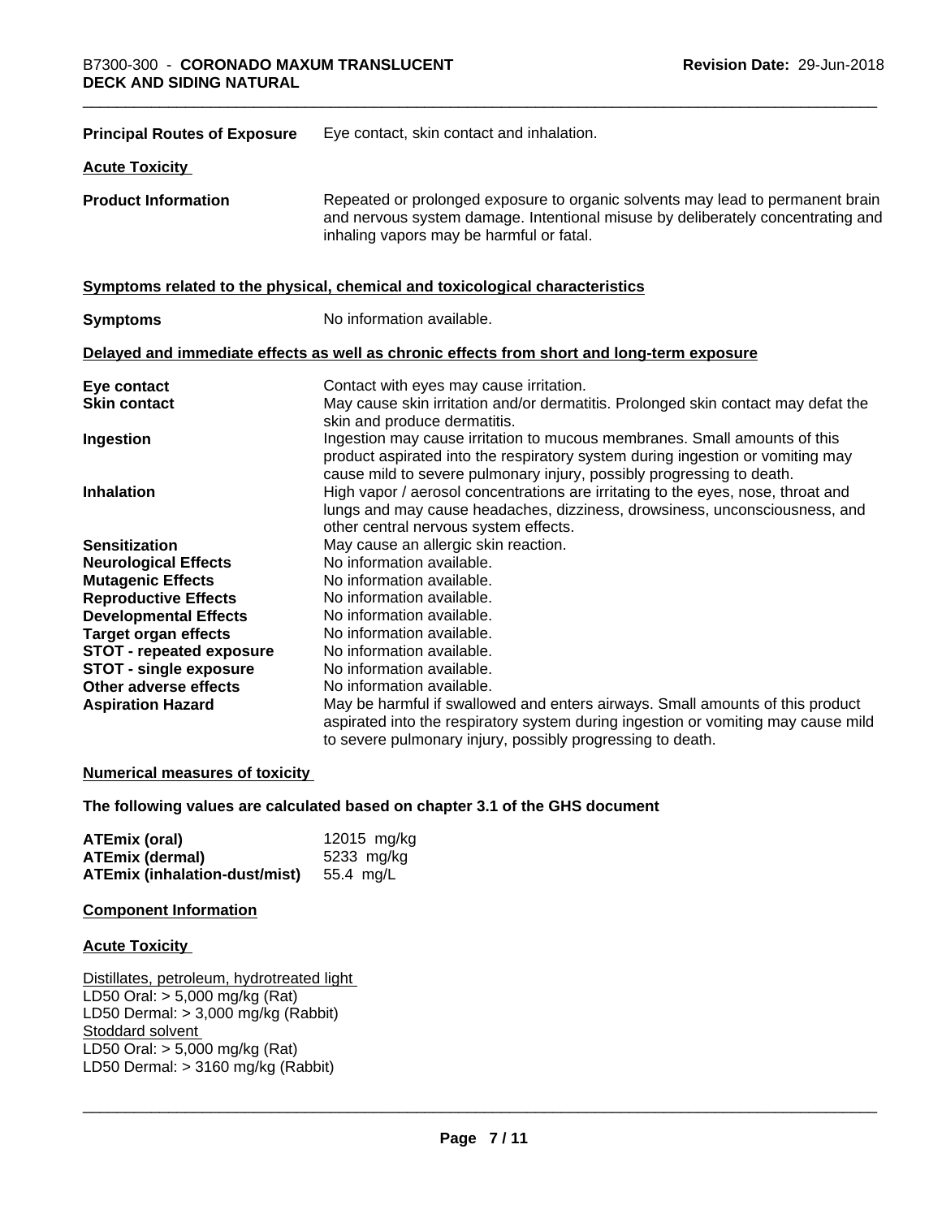**Principal Routes of Exposure** Eye contact, skin contact and inhalation.

**Acute Toxicity**

**Product Information** Repeated or prolonged exposure to organic solvents may lead to permanent brain and nervous system damage. Intentional misuse by deliberately concentrating and inhaling vapors may be harmful or fatal.

**Symptoms related to the physical, chemical and toxicological characteristics**

**Symptoms** No information available.

**Delayed and immediate effects as well as chronic effects from short and long-term exposure**

| | |
|---|---|
| **Eye contact** | Contact with eyes may cause irritation. |
| **Skin contact** | May cause skin irritation and/or dermatitis. Prolonged skin contact may defat the skin and produce dermatitis. |
| **Ingestion** | Ingestion may cause irritation to mucous membranes. Small amounts of this product aspirated into the respiratory system during ingestion or vomiting may cause mild to severe pulmonary injury, possibly progressing to death. |
| **Inhalation** | High vapor / aerosol concentrations are irritating to the eyes, nose, throat and lungs and may cause headaches, dizziness, drowsiness, unconsciousness, and other central nervous system effects. |
| **Sensitization** | May cause an allergic skin reaction. |
| **Neurological Effects** | No information available. |
| **Mutagenic Effects** | No information available. |
| **Reproductive Effects** | No information available. |
| **Developmental Effects** | No information available. |
| **Target organ effects** | No information available. |
| **STOT - repeated exposure** | No information available. |
| **STOT - single exposure** | No information available. |
| **Other adverse effects** | No information available. |
| **Aspiration Hazard** | May be harmful if swallowed and enters airways. Small amounts of this product aspirated into the respiratory system during ingestion or vomiting may cause mild to severe pulmonary injury, possibly progressing to death. |

**Numerical measures of toxicity**

**The following values are calculated based on chapter 3.1 of the GHS document**

| | |
|---|---|
| **ATEmix (oral)** | 12015 mg/kg |
| **ATEmix (dermal)** | 5233 mg/kg |
| **ATEmix (inhalation-dust/mist)** | 55.4 mg/L |

**Component Information**

**Acute Toxicity**

Distillates, petroleum, hydrotreated light
LD50 Oral: > 5,000 mg/kg (Rat)
LD50 Dermal: > 3,000 mg/kg (Rabbit)
Stoddard solvent
LD50 Oral: > 5,000 mg/kg (Rat)
LD50 Dermal: > 3160 mg/kg (Rabbit)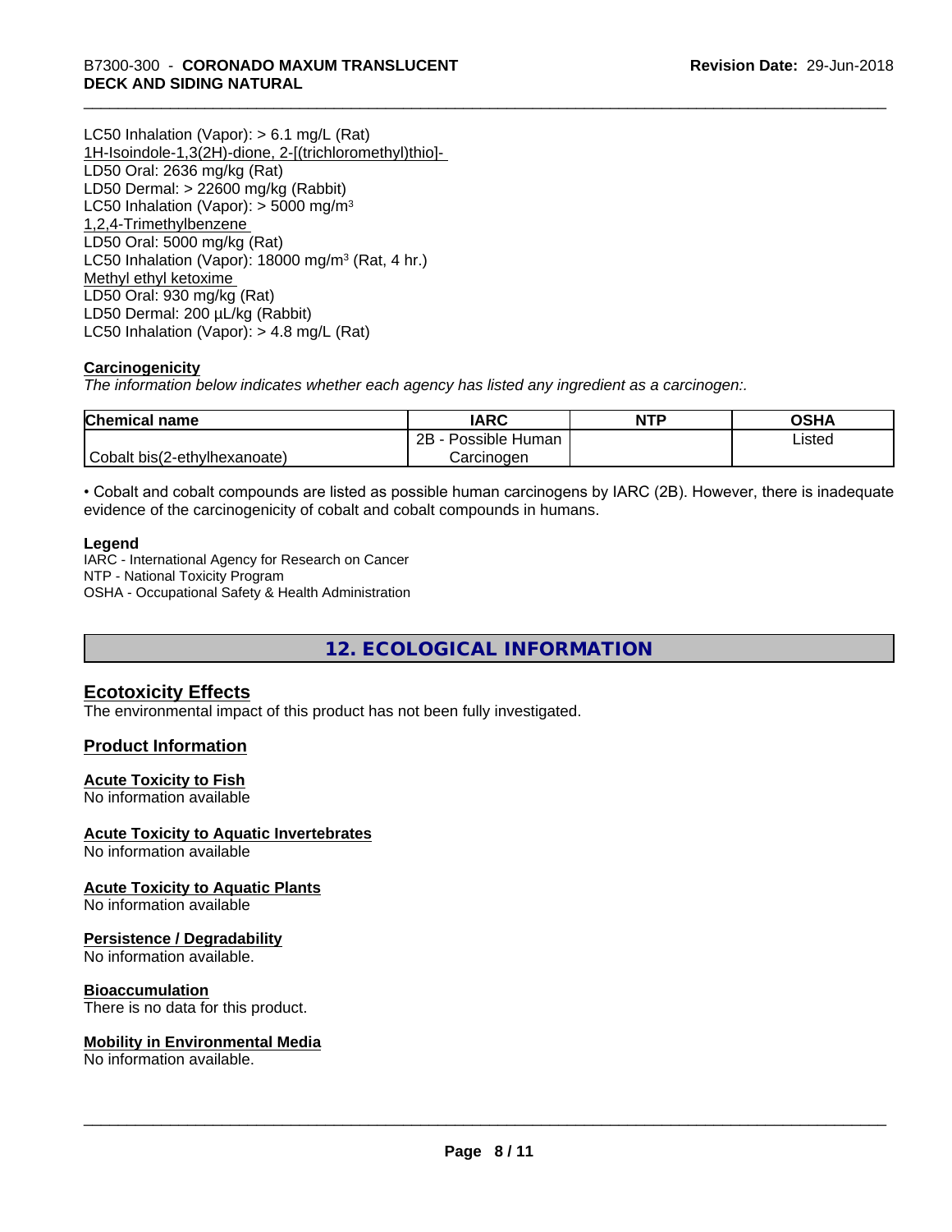LC50 Inhalation (Vapor): > 6.1 mg/L (Rat)

1H-Isoindole-1,3(2H)-dione, 2-[(trichloromethyl)thio]-

LD50 Oral: 2636 mg/kg (Rat)

LD50 Dermal: > 22600 mg/kg (Rabbit)

LC50 Inhalation (Vapor): > 5000 mg/m$^3$

1,2,4-Trimethylbenzene

LD50 Oral: 5000 mg/kg (Rat)

LC50 Inhalation (Vapor): 18000 mg/m$^3$ (Rat, 4 hr.)

Methyl ethyl ketoxime

LD50 Oral: 930 mg/kg (Rat)

LD50 Dermal: 200 µL/kg (Rabbit)

LC50 Inhalation (Vapor): > 4.8 mg/L (Rat)

**Carcinogenicity**

*The information below indicates whether each agency has listed any ingredient as a carcinogen:.*

| Chemical name | IARC | NTP | OSHA |
|---|---|---|---|
| Cobalt bis(2-ethylhexanoate) | 2B - Possible Human Carcinogen | | Listed |

• Cobalt and cobalt compounds are listed as possible human carcinogens by IARC (2B). However, there is inadequate evidence of the carcinogenicity of cobalt and cobalt compounds in humans.

**Legend**

IARC - International Agency for Research on Cancer
NTP - National Toxicity Program
OSHA - Occupational Safety & Health Administration

## 12. ECOLOGICAL INFORMATION

### Ecotoxicity Effects

The environmental impact of this product has not been fully investigated.

### Product Information

**Acute Toxicity to Fish**

No information available

**Acute Toxicity to Aquatic Invertebrates**

No information available

**Acute Toxicity to Aquatic Plants**

No information available

**Persistence / Degradability**

No information available.

**Bioaccumulation**

There is no data for this product.

**Mobility in Environmental Media**

No information available.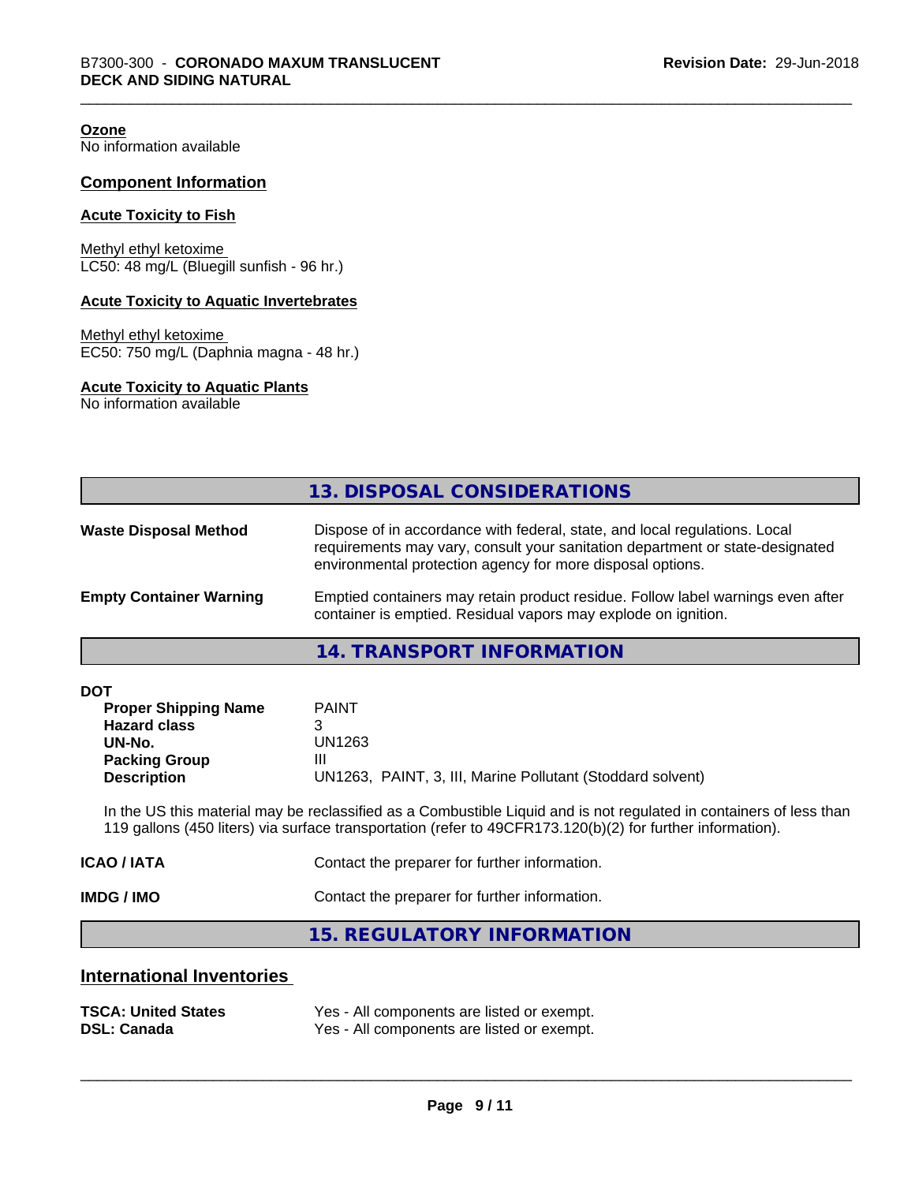**Ozone**
No information available

## Component Information

**Acute Toxicity to Fish**

Methyl ethyl ketoxime
LC50: 48 mg/L (Bluegill sunfish - 96 hr.)

**Acute Toxicity to Aquatic Invertebrates**

Methyl ethyl ketoxime
EC50: 750 mg/L (Daphnia magna - 48 hr.)

**Acute Toxicity to Aquatic Plants**
No information available

## 13. DISPOSAL CONSIDERATIONS

**Waste Disposal Method** Dispose of in accordance with federal, state, and local regulations. Local requirements may vary, consult your sanitation department or state-designated environmental protection agency for more disposal options.

**Empty Container Warning** Emptied containers may retain product residue. Follow label warnings even after container is emptied. Residual vapors may explode on ignition.

## 14. TRANSPORT INFORMATION

**DOT**

| | |
|---|---|
| **Proper Shipping Name** | PAINT |
| **Hazard class** | 3 |
| **UN-No.** | UN1263 |
| **Packing Group** | III |
| **Description** | UN1263, PAINT, 3, III, Marine Pollutant (Stoddard solvent) |

In the US this material may be reclassified as a Combustible Liquid and is not regulated in containers of less than 119 gallons (450 liters) via surface transportation (refer to 49CFR173.120(b)(2) for further information).

**ICAO / IATA** Contact the preparer for further information.

**IMDG / IMO** Contact the preparer for further information.

## 15. REGULATORY INFORMATION

### International Inventories

| | |
|---|---|
| **TSCA: United States** | Yes - All components are listed or exempt. |
| **DSL: Canada** | Yes - All components are listed or exempt. |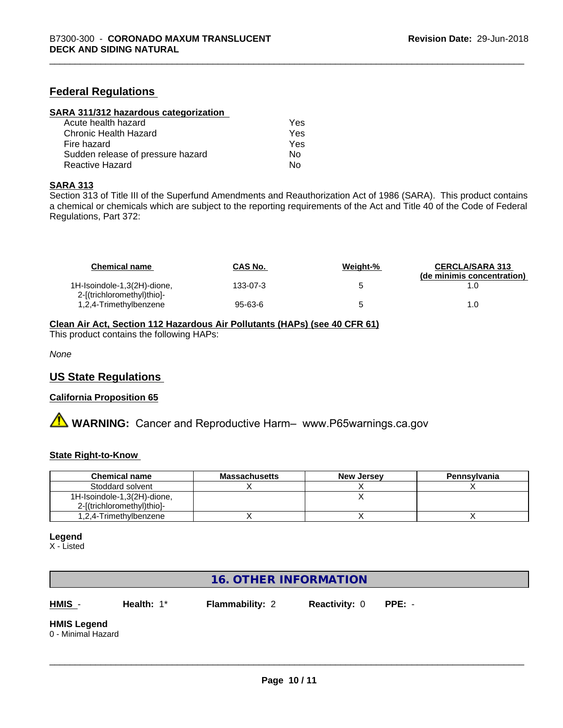## Federal Regulations

### SARA 311/312 hazardous categorization

| | |
|---|---|
| Acute health hazard | Yes |
| Chronic Health Hazard | Yes |
| Fire hazard | Yes |
| Sudden release of pressure hazard | No |
| Reactive Hazard | No |

### SARA 313

Section 313 of Title III of the Superfund Amendments and Reauthorization Act of 1986 (SARA). This product contains a chemical or chemicals which are subject to the reporting requirements of the Act and Title 40 of the Code of Federal Regulations, Part 372:

| Chemical name | CAS No. | Weight-% | CERCLA/SARA 313 (de minimis concentration) |
|---|---|---|---|
| 1H-Isoindole-1,3(2H)-dione, 2-[(trichloromethyl)thio]- | 133-07-3 | 5 | 1.0 |
| 1,2,4-Trimethylbenzene | 95-63-6 | 5 | 1.0 |

### Clean Air Act, Section 112 Hazardous Air Pollutants (HAPs) (see 40 CFR 61)

This product contains the following HAPs:

*None*

## US State Regulations

### California Proposition 65

⚠ **WARNING:** Cancer and Reproductive Harm– www.P65warnings.ca.gov

### State Right-to-Know

| Chemical name | Massachusetts | New Jersey | Pennsylvania |
|---|---|---|---|
| Stoddard solvent | X | X | X |
| 1H-Isoindole-1,3(2H)-dione, 2-[(trichloromethyl)thio]- | | X | |
| 1,2,4-Trimethylbenzene | X | X | X |

**Legend**
X - Listed

## 16. OTHER INFORMATION

**HMIS** - **Health:** 1* **Flammability:** 2 **Reactivity:** 0 **PPE:** -

**HMIS Legend**
0 - Minimal Hazard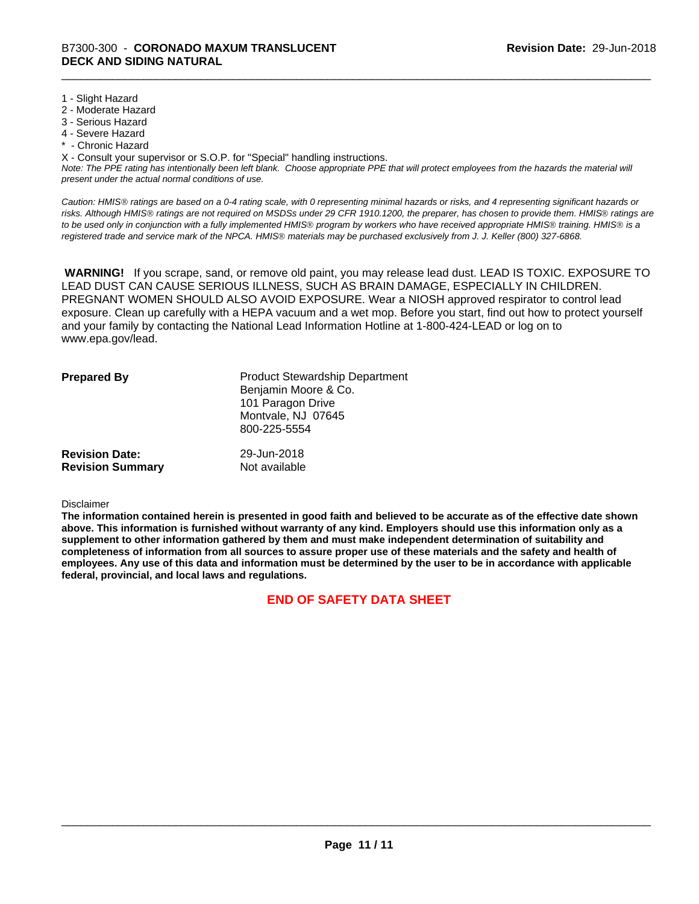1 - Slight Hazard
2 - Moderate Hazard
3 - Serious Hazard
4 - Severe Hazard
* - Chronic Hazard
X - Consult your supervisor or S.O.P. for "Special" handling instructions.

*Note: The PPE rating has intentionally been left blank. Choose appropriate PPE that will protect employees from the hazards the material will present under the actual normal conditions of use.*

*Caution: HMIS® ratings are based on a 0-4 rating scale, with 0 representing minimal hazards or risks, and 4 representing significant hazards or risks. Although HMIS® ratings are not required on MSDSs under 29 CFR 1910.1200, the preparer, has chosen to provide them. HMIS® ratings are to be used only in conjunction with a fully implemented HMIS® program by workers who have received appropriate HMIS® training. HMIS® is a registered trade and service mark of the NPCA. HMIS® materials may be purchased exclusively from J. J. Keller (800) 327-6868.*

**WARNING!** If you scrape, sand, or remove old paint, you may release lead dust. LEAD IS TOXIC. EXPOSURE TO LEAD DUST CAN CAUSE SERIOUS ILLNESS, SUCH AS BRAIN DAMAGE, ESPECIALLY IN CHILDREN. PREGNANT WOMEN SHOULD ALSO AVOID EXPOSURE. Wear a NIOSH approved respirator to control lead exposure. Clean up carefully with a HEPA vacuum and a wet mop. Before you start, find out how to protect yourself and your family by contacting the National Lead Information Hotline at 1-800-424-LEAD or log on to www.epa.gov/lead.

| | |
|---|---|
| **Prepared By** | Product Stewardship Department<br>Benjamin Moore & Co.<br>101 Paragon Drive<br>Montvale, NJ 07645<br>800-225-5554 |
| **Revision Date:** | 29-Jun-2018 |
| **Revision Summary** | Not available |

Disclaimer

**The information contained herein is presented in good faith and believed to be accurate as of the effective date shown above. This information is furnished without warranty of any kind. Employers should use this information only as a supplement to other information gathered by them and must make independent determination of suitability and completeness of information from all sources to assure proper use of these materials and the safety and health of employees. Any use of this data and information must be determined by the user to be in accordance with applicable federal, provincial, and local laws and regulations.**

**END OF SAFETY DATA SHEET**